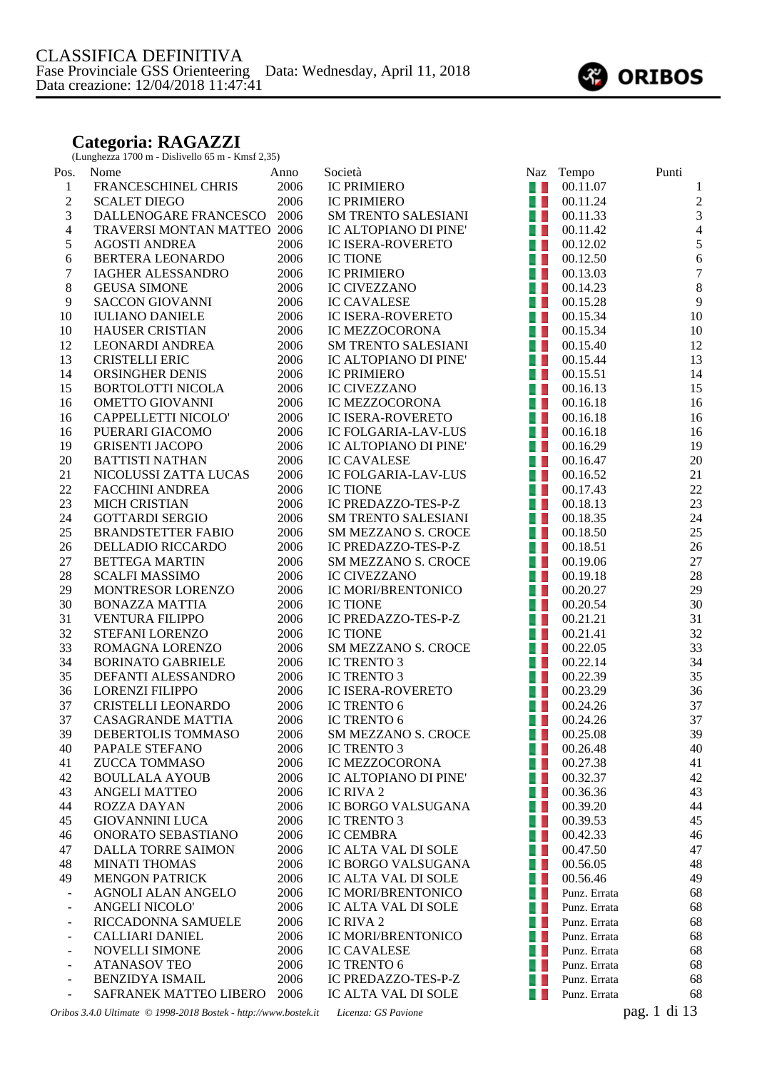# CLASSIFICA DEFINITIVA

Fase Provinciale GSS Orienteering Data: Wednesday, April 11, 2018
Data creazione: 12/04/2018 11:47:41

ORIBOS

## Categoria: RAGAZZI

(Lunghezza 1700 m - Dislivello 65 m - Kmsf 2,35)

| Pos. | Nome | Anno | Società | Naz | Tempo | Punti |
|---|---|---|---|---|---|---|
| 1 | FRANCESCHINEL CHRIS | 2006 | IC PRIMIERO | | 00.11.07 | 1 |
| 2 | SCALET DIEGO | 2006 | IC PRIMIERO | | 00.11.24 | 2 |
| 3 | DALLENOGARE FRANCESCO | 2006 | SM TRENTO SALESIANI | | 00.11.33 | 3 |
| 4 | TRAVERSI MONTAN MATTEO | 2006 | IC ALTOPIANO DI PINE' | | 00.11.42 | 4 |
| 5 | AGOSTI ANDREA | 2006 | IC ISERA-ROVERETO | | 00.12.02 | 5 |
| 6 | BERTERA LEONARDO | 2006 | IC TIONE | | 00.12.50 | 6 |
| 7 | IAGHER ALESSANDRO | 2006 | IC PRIMIERO | | 00.13.03 | 7 |
| 8 | GEUSA SIMONE | 2006 | IC CIVEZZANO | | 00.14.23 | 8 |
| 9 | SACCON GIOVANNI | 2006 | IC CAVALESE | | 00.15.28 | 9 |
| 10 | IULIANO DANIELE | 2006 | IC ISERA-ROVERETO | | 00.15.34 | 10 |
| 10 | HAUSER CRISTIAN | 2006 | IC MEZZOCORONA | | 00.15.34 | 10 |
| 12 | LEONARDI ANDREA | 2006 | SM TRENTO SALESIANI | | 00.15.40 | 12 |
| 13 | CRISTELLI ERIC | 2006 | IC ALTOPIANO DI PINE' | | 00.15.44 | 13 |
| 14 | ORSINGHER DENIS | 2006 | IC PRIMIERO | | 00.15.51 | 14 |
| 15 | BORTOLOTTI NICOLA | 2006 | IC CIVEZZANO | | 00.16.13 | 15 |
| 16 | OMETTO GIOVANNI | 2006 | IC MEZZOCORONA | | 00.16.18 | 16 |
| 16 | CAPPELLETTI NICOLO' | 2006 | IC ISERA-ROVERETO | | 00.16.18 | 16 |
| 16 | PUERARI GIACOMO | 2006 | IC FOLGARIA-LAV-LUS | | 00.16.18 | 16 |
| 19 | GRISENTI JACOPO | 2006 | IC ALTOPIANO DI PINE' | | 00.16.29 | 19 |
| 20 | BATTISTI NATHAN | 2006 | IC CAVALESE | | 00.16.47 | 20 |
| 21 | NICOLUSSI ZATTA LUCAS | 2006 | IC FOLGARIA-LAV-LUS | | 00.16.52 | 21 |
| 22 | FACCHINI ANDREA | 2006 | IC TIONE | | 00.17.43 | 22 |
| 23 | MICH CRISTIAN | 2006 | IC PREDAZZO-TES-P-Z | | 00.18.13 | 23 |
| 24 | GOTTARDI SERGIO | 2006 | SM TRENTO SALESIANI | | 00.18.35 | 24 |
| 25 | BRANDSTETTER FABIO | 2006 | SM MEZZANO S. CROCE | | 00.18.50 | 25 |
| 26 | DELLADIO RICCARDO | 2006 | IC PREDAZZO-TES-P-Z | | 00.18.51 | 26 |
| 27 | BETTEGA MARTIN | 2006 | SM MEZZANO S. CROCE | | 00.19.06 | 27 |
| 28 | SCALFI MASSIMO | 2006 | IC CIVEZZANO | | 00.19.18 | 28 |
| 29 | MONTRESOR LORENZO | 2006 | IC MORI/BRENTONICO | | 00.20.27 | 29 |
| 30 | BONAZZA MATTIA | 2006 | IC TIONE | | 00.20.54 | 30 |
| 31 | VENTURA FILIPPO | 2006 | IC PREDAZZO-TES-P-Z | | 00.21.21 | 31 |
| 32 | STEFANI LORENZO | 2006 | IC TIONE | | 00.21.41 | 32 |
| 33 | ROMAGNA LORENZO | 2006 | SM MEZZANO S. CROCE | | 00.22.05 | 33 |
| 34 | BORINATO GABRIELE | 2006 | IC TRENTO 3 | | 00.22.14 | 34 |
| 35 | DEFANTI ALESSANDRO | 2006 | IC TRENTO 3 | | 00.22.39 | 35 |
| 36 | LORENZI FILIPPO | 2006 | IC ISERA-ROVERETO | | 00.23.29 | 36 |
| 37 | CRISTELLI LEONARDO | 2006 | IC TRENTO 6 | | 00.24.26 | 37 |
| 37 | CASAGRANDE MATTIA | 2006 | IC TRENTO 6 | | 00.24.26 | 37 |
| 39 | DEBERTOLIS TOMMASO | 2006 | SM MEZZANO S. CROCE | | 00.25.08 | 39 |
| 40 | PAPALE STEFANO | 2006 | IC TRENTO 3 | | 00.26.48 | 40 |
| 41 | ZUCCA TOMMASO | 2006 | IC MEZZOCORONA | | 00.27.38 | 41 |
| 42 | BOULLALA AYOUB | 2006 | IC ALTOPIANO DI PINE' | | 00.32.37 | 42 |
| 43 | ANGELI MATTEO | 2006 | IC RIVA 2 | | 00.36.36 | 43 |
| 44 | ROZZA DAYAN | 2006 | IC BORGO VALSUGANA | | 00.39.20 | 44 |
| 45 | GIOVANNINI LUCA | 2006 | IC TRENTO 3 | | 00.39.53 | 45 |
| 46 | ONORATO SEBASTIANO | 2006 | IC CEMBRA | | 00.42.33 | 46 |
| 47 | DALLA TORRE SAIMON | 2006 | IC ALTA VAL DI SOLE | | 00.47.50 | 47 |
| 48 | MINATI THOMAS | 2006 | IC BORGO VALSUGANA | | 00.56.05 | 48 |
| 49 | MENGON PATRICK | 2006 | IC ALTA VAL DI SOLE | | 00.56.46 | 49 |
| - | AGNOLI ALAN ANGELO | 2006 | IC MORI/BRENTONICO | | Punz. Errata | 68 |
| - | ANGELI NICOLO' | 2006 | IC ALTA VAL DI SOLE | | Punz. Errata | 68 |
| - | RICCADONNA SAMUELE | 2006 | IC RIVA 2 | | Punz. Errata | 68 |
| - | CALLIARI DANIEL | 2006 | IC MORI/BRENTONICO | | Punz. Errata | 68 |
| - | NOVELLI SIMONE | 2006 | IC CAVALESE | | Punz. Errata | 68 |
| - | ATANASOV TEO | 2006 | IC TRENTO 6 | | Punz. Errata | 68 |
| - | BENZIDYA ISMAIL | 2006 | IC PREDAZZO-TES-P-Z | | Punz. Errata | 68 |
| - | SAFRANEK MATTEO LIBERO | 2006 | IC ALTA VAL DI SOLE | | Punz. Errata | 68 |

*Oribos 3.4.0 Ultimate © 1998-2018 Bostek - http://www.bostek.it* *Licenza: GS Pavione*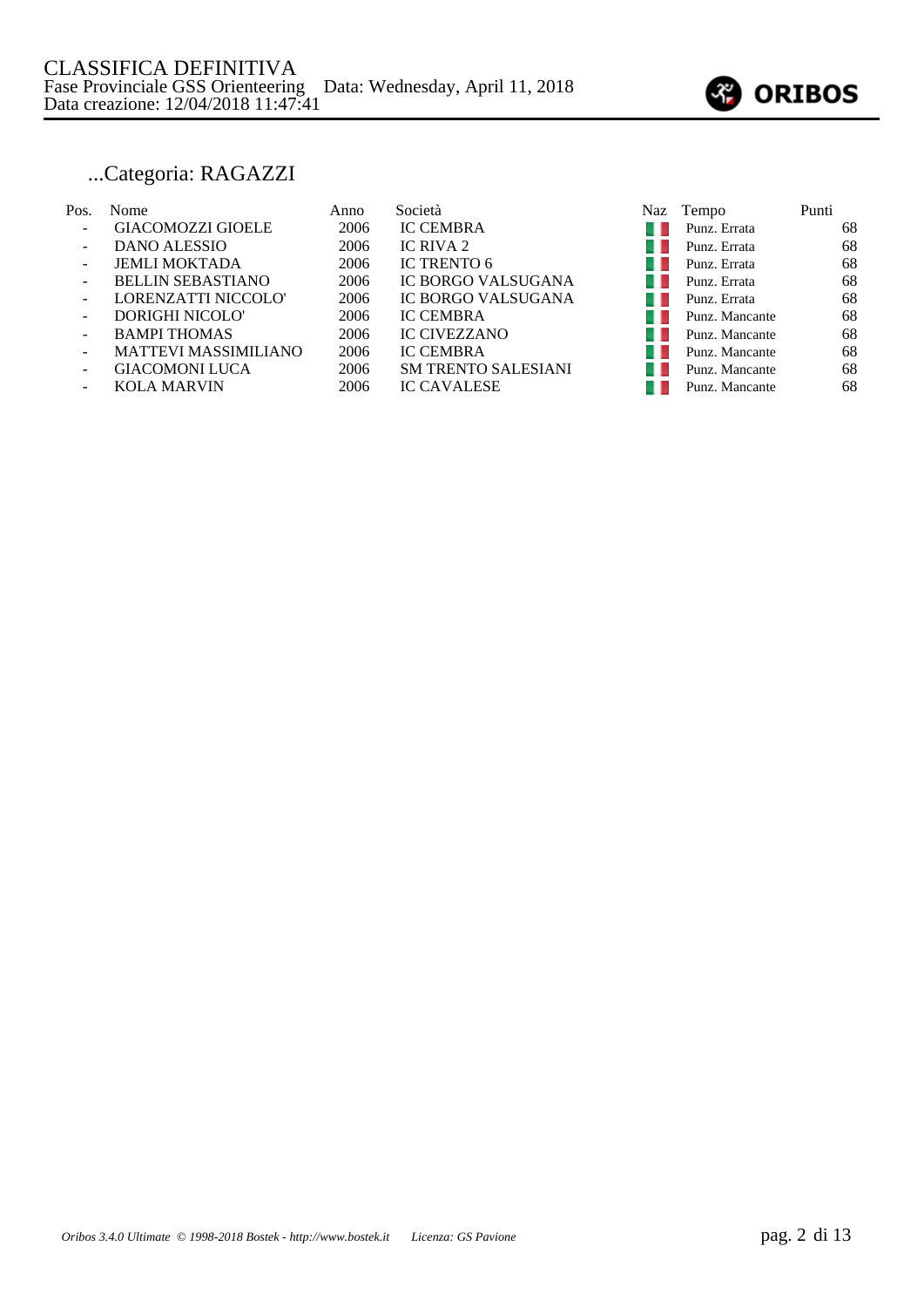CLASSIFICA DEFINITIVA
Fase Provinciale GSS Orienteering Data: Wednesday, April 11, 2018
Data creazione: 12/04/2018 11:47:41

## ...Categoria: RAGAZZI

| Pos. | Nome | Anno | Società | Naz | Tempo | Punti |
|---|---|---|---|---|---|---|
| - | GIACOMOZZI GIOELE | 2006 | IC CEMBRA | | Punz. Errata | 68 |
| - | DANO ALESSIO | 2006 | IC RIVA 2 | | Punz. Errata | 68 |
| - | JEMLI MOKTADA | 2006 | IC TRENTO 6 | | Punz. Errata | 68 |
| - | BELLIN SEBASTIANO | 2006 | IC BORGO VALSUGANA | | Punz. Errata | 68 |
| - | LORENZATTI NICCOLO' | 2006 | IC BORGO VALSUGANA | | Punz. Errata | 68 |
| - | DORIGHI NICOLO' | 2006 | IC CEMBRA | | Punz. Mancante | 68 |
| - | BAMPI THOMAS | 2006 | IC CIVEZZANO | | Punz. Mancante | 68 |
| - | MATTEVI MASSIMILIANO | 2006 | IC CEMBRA | | Punz. Mancante | 68 |
| - | GIACOMONI LUCA | 2006 | SM TRENTO SALESIANI | | Punz. Mancante | 68 |
| - | KOLA MARVIN | 2006 | IC CAVALESE | | Punz. Mancante | 68 |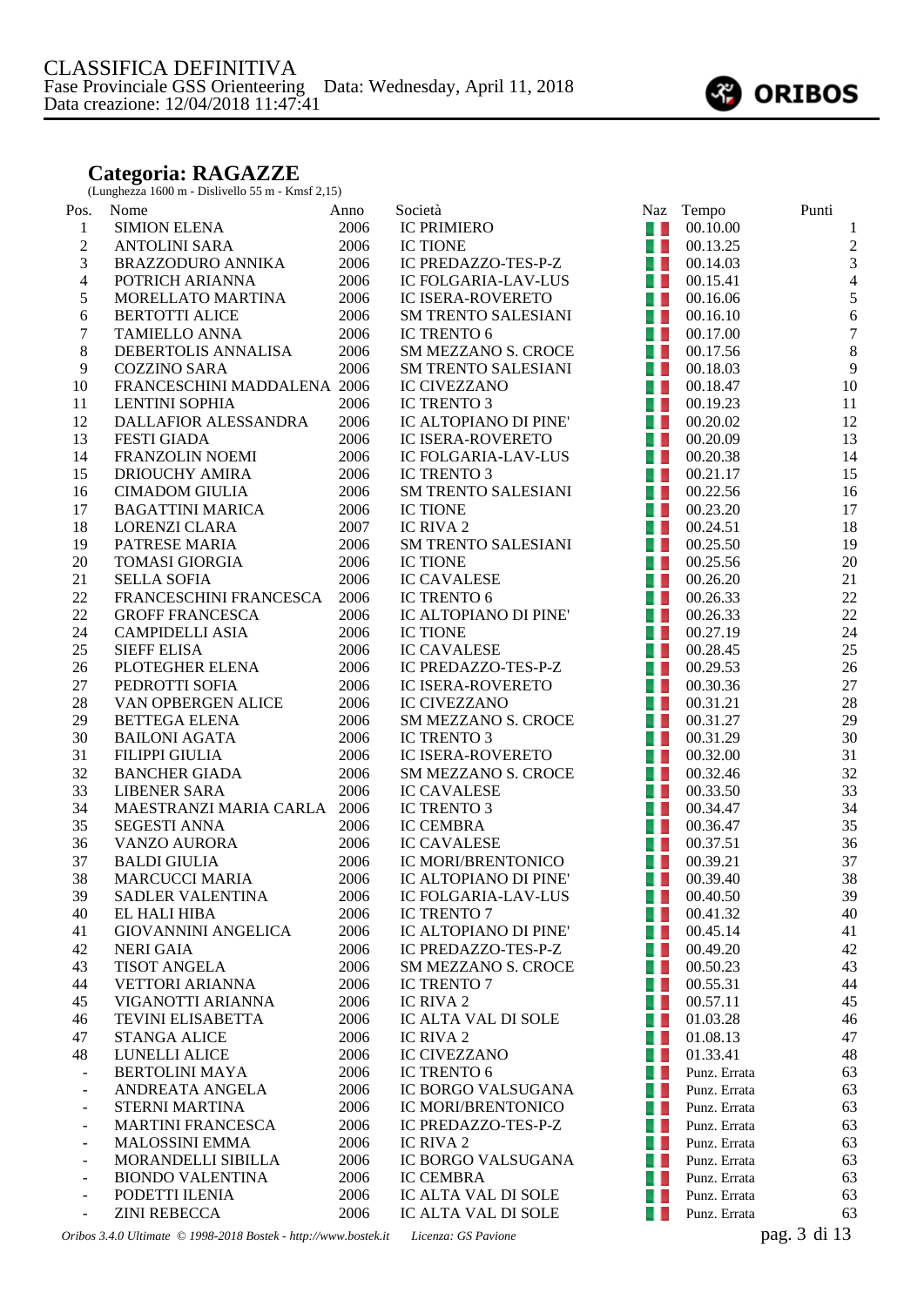CLASSIFICA DEFINITIVA
Fase Provinciale GSS Orienteering  Data: Wednesday, April 11, 2018
Data creazione: 12/04/2018 11:47:41

ORIBOS

## Categoria: RAGAZZE

(Lunghezza 1600 m - Dislivello 55 m - Kmsf 2,15)

| Pos. | Nome | Anno | Società | Naz | Tempo | Punti |
|---|---|---|---|---|---|---|
| 1 | SIMION ELENA | 2006 | IC PRIMIERO | | 00.10.00 | 1 |
| 2 | ANTOLINI SARA | 2006 | IC TIONE | | 00.13.25 | 2 |
| 3 | BRAZZODURO ANNIKA | 2006 | IC PREDAZZO-TES-P-Z | | 00.14.03 | 3 |
| 4 | POTRICH ARIANNA | 2006 | IC FOLGARIA-LAV-LUS | | 00.15.41 | 4 |
| 5 | MORELLATO MARTINA | 2006 | IC ISERA-ROVERETO | | 00.16.06 | 5 |
| 6 | BERTOTTI ALICE | 2006 | SM TRENTO SALESIANI | | 00.16.10 | 6 |
| 7 | TAMIELLO ANNA | 2006 | IC TRENTO 6 | | 00.17.00 | 7 |
| 8 | DEBERTOLIS ANNALISA | 2006 | SM MEZZANO S. CROCE | | 00.17.56 | 8 |
| 9 | COZZINO SARA | 2006 | SM TRENTO SALESIANI | | 00.18.03 | 9 |
| 10 | FRANCESCHINI MADDALENA | 2006 | IC CIVEZZANO | | 00.18.47 | 10 |
| 11 | LENTINI SOPHIA | 2006 | IC TRENTO 3 | | 00.19.23 | 11 |
| 12 | DALLAFIOR ALESSANDRA | 2006 | IC ALTOPIANO DI PINE' | | 00.20.02 | 12 |
| 13 | FESTI GIADA | 2006 | IC ISERA-ROVERETO | | 00.20.09 | 13 |
| 14 | FRANZOLIN NOEMI | 2006 | IC FOLGARIA-LAV-LUS | | 00.20.38 | 14 |
| 15 | DRIOUCHY AMIRA | 2006 | IC TRENTO 3 | | 00.21.17 | 15 |
| 16 | CIMADOM GIULIA | 2006 | SM TRENTO SALESIANI | | 00.22.56 | 16 |
| 17 | BAGATTINI MARICA | 2006 | IC TIONE | | 00.23.20 | 17 |
| 18 | LORENZI CLARA | 2007 | IC RIVA 2 | | 00.24.51 | 18 |
| 19 | PATRESE MARIA | 2006 | SM TRENTO SALESIANI | | 00.25.50 | 19 |
| 20 | TOMASI GIORGIA | 2006 | IC TIONE | | 00.25.56 | 20 |
| 21 | SELLA SOFIA | 2006 | IC CAVALESE | | 00.26.20 | 21 |
| 22 | FRANCESCHINI FRANCESCA | 2006 | IC TRENTO 6 | | 00.26.33 | 22 |
| 22 | GROFF FRANCESCA | 2006 | IC ALTOPIANO DI PINE' | | 00.26.33 | 22 |
| 24 | CAMPIDELLI ASIA | 2006 | IC TIONE | | 00.27.19 | 24 |
| 25 | SIEFF ELISA | 2006 | IC CAVALESE | | 00.28.45 | 25 |
| 26 | PLOTEGHER ELENA | 2006 | IC PREDAZZO-TES-P-Z | | 00.29.53 | 26 |
| 27 | PEDROTTI SOFIA | 2006 | IC ISERA-ROVERETO | | 00.30.36 | 27 |
| 28 | VAN OPBERGEN ALICE | 2006 | IC CIVEZZANO | | 00.31.21 | 28 |
| 29 | BETTEGA ELENA | 2006 | SM MEZZANO S. CROCE | | 00.31.27 | 29 |
| 30 | BAILONI AGATA | 2006 | IC TRENTO 3 | | 00.31.29 | 30 |
| 31 | FILIPPI GIULIA | 2006 | IC ISERA-ROVERETO | | 00.32.00 | 31 |
| 32 | BANCHER GIADA | 2006 | SM MEZZANO S. CROCE | | 00.32.46 | 32 |
| 33 | LIBENER SARA | 2006 | IC CAVALESE | | 00.33.50 | 33 |
| 34 | MAESTRANZI MARIA CARLA | 2006 | IC TRENTO 3 | | 00.34.47 | 34 |
| 35 | SEGESTI ANNA | 2006 | IC CEMBRA | | 00.36.47 | 35 |
| 36 | VANZO AURORA | 2006 | IC CAVALESE | | 00.37.51 | 36 |
| 37 | BALDI GIULIA | 2006 | IC MORI/BRENTONICO | | 00.39.21 | 37 |
| 38 | MARCUCCI MARIA | 2006 | IC ALTOPIANO DI PINE' | | 00.39.40 | 38 |
| 39 | SADLER VALENTINA | 2006 | IC FOLGARIA-LAV-LUS | | 00.40.50 | 39 |
| 40 | EL HALI HIBA | 2006 | IC TRENTO 7 | | 00.41.32 | 40 |
| 41 | GIOVANNINI ANGELICA | 2006 | IC ALTOPIANO DI PINE' | | 00.45.14 | 41 |
| 42 | NERI GAIA | 2006 | IC PREDAZZO-TES-P-Z | | 00.49.20 | 42 |
| 43 | TISOT ANGELA | 2006 | SM MEZZANO S. CROCE | | 00.50.23 | 43 |
| 44 | VETTORI ARIANNA | 2006 | IC TRENTO 7 | | 00.55.31 | 44 |
| 45 | VIGANOTTI ARIANNA | 2006 | IC RIVA 2 | | 00.57.11 | 45 |
| 46 | TEVINI ELISABETTA | 2006 | IC ALTA VAL DI SOLE | | 01.03.28 | 46 |
| 47 | STANGA ALICE | 2006 | IC RIVA 2 | | 01.08.13 | 47 |
| 48 | LUNELLI ALICE | 2006 | IC CIVEZZANO | | 01.33.41 | 48 |
| - | BERTOLINI MAYA | 2006 | IC TRENTO 6 | | Punz. Errata | 63 |
| - | ANDREATA ANGELA | 2006 | IC BORGO VALSUGANA | | Punz. Errata | 63 |
| - | STERNI MARTINA | 2006 | IC MORI/BRENTONICO | | Punz. Errata | 63 |
| - | MARTINI FRANCESCA | 2006 | IC PREDAZZO-TES-P-Z | | Punz. Errata | 63 |
| - | MALOSSINI EMMA | 2006 | IC RIVA 2 | | Punz. Errata | 63 |
| - | MORANDELLI SIBILLA | 2006 | IC BORGO VALSUGANA | | Punz. Errata | 63 |
| - | BIONDO VALENTINA | 2006 | IC CEMBRA | | Punz. Errata | 63 |
| - | PODETTI ILENIA | 2006 | IC ALTA VAL DI SOLE | | Punz. Errata | 63 |
| - | ZINI REBECCA | 2006 | IC ALTA VAL DI SOLE | | Punz. Errata | 63 |

*Oribos 3.4.0 Ultimate © 1998-2018 Bostek - http://www.bostek.it*  *Licenza: GS Pavione*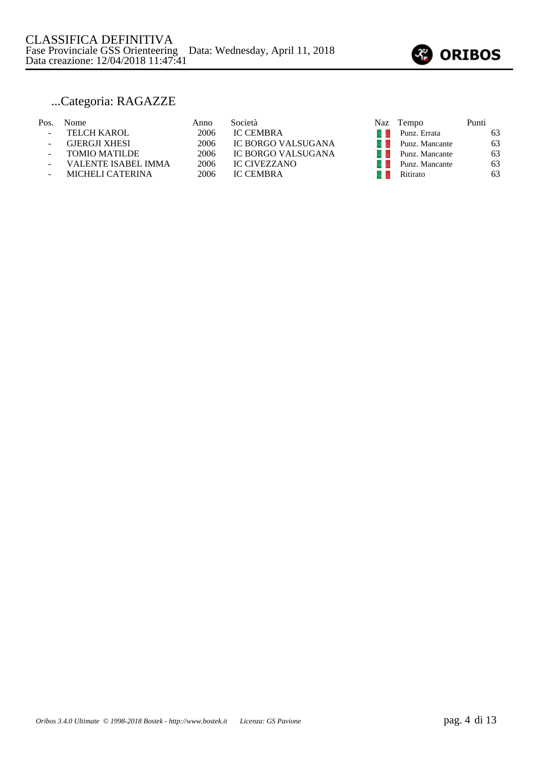CLASSIFICA DEFINITIVA
Fase Provinciale GSS Orienteering    Data: Wednesday, April 11, 2018
Data creazione: 12/04/2018 11:47:41

## ...Categoria: RAGAZZE

| Pos. | Nome | Anno | Società | Naz | Tempo | Punti |
|---|---|---|---|---|---|---|
| - | TELCH KAROL | 2006 | IC CEMBRA | | Punz. Errata | 63 |
| - | GJERGJI XHESI | 2006 | IC BORGO VALSUGANA | | Punz. Mancante | 63 |
| - | TOMIO MATILDE | 2006 | IC BORGO VALSUGANA | | Punz. Mancante | 63 |
| - | VALENTE ISABEL IMMA | 2006 | IC CIVEZZANO | | Punz. Mancante | 63 |
| - | MICHELI CATERINA | 2006 | IC CEMBRA | | Ritirato | 63 |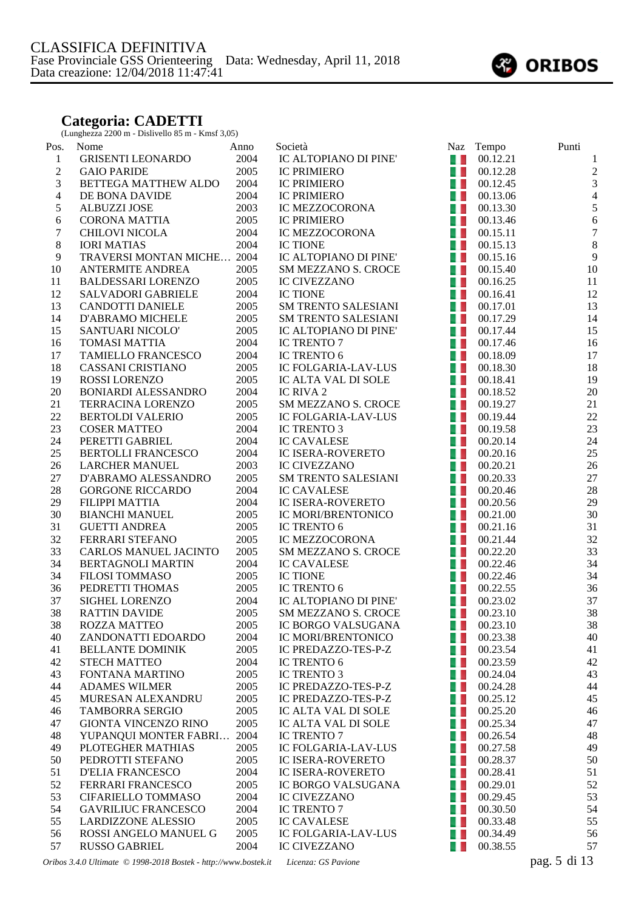CLASSIFICA DEFINITIVA
Fase Provinciale GSS Orienteering Data: Wednesday, April 11, 2018
Data creazione: 12/04/2018 11:47:41

## Categoria: CADETTI

(Lunghezza 2200 m - Dislivello 85 m - Kmsf 3,05)

| Pos. | Nome | Anno | Società | Naz | Tempo | Punti |
|---|---|---|---|---|---|---|
| 1 | GRISENTI LEONARDO | 2004 | IC ALTOPIANO DI PINE' | | 00.12.21 | 1 |
| 2 | GAIO PARIDE | 2005 | IC PRIMIERO | | 00.12.28 | 2 |
| 3 | BETTEGA MATTHEW ALDO | 2004 | IC PRIMIERO | | 00.12.45 | 3 |
| 4 | DE BONA DAVIDE | 2004 | IC PRIMIERO | | 00.13.06 | 4 |
| 5 | ALBUZZI JOSE | 2003 | IC MEZZOCORONA | | 00.13.30 | 5 |
| 6 | CORONA MATTIA | 2005 | IC PRIMIERO | | 00.13.46 | 6 |
| 7 | CHILOVI NICOLA | 2004 | IC MEZZOCORONA | | 00.15.11 | 7 |
| 8 | IORI MATIAS | 2004 | IC TIONE | | 00.15.13 | 8 |
| 9 | TRAVERSI MONTAN MICHE… | 2004 | IC ALTOPIANO DI PINE' | | 00.15.16 | 9 |
| 10 | ANTERMITE ANDREA | 2005 | SM MEZZANO S. CROCE | | 00.15.40 | 10 |
| 11 | BALDESSARI LORENZO | 2005 | IC CIVEZZANO | | 00.16.25 | 11 |
| 12 | SALVADORI GABRIELE | 2004 | IC TIONE | | 00.16.41 | 12 |
| 13 | CANDOTTI DANIELE | 2005 | SM TRENTO SALESIANI | | 00.17.01 | 13 |
| 14 | D'ABRAMO MICHELE | 2005 | SM TRENTO SALESIANI | | 00.17.29 | 14 |
| 15 | SANTUARI NICOLO' | 2005 | IC ALTOPIANO DI PINE' | | 00.17.44 | 15 |
| 16 | TOMASI MATTIA | 2004 | IC TRENTO 7 | | 00.17.46 | 16 |
| 17 | TAMIELLO FRANCESCO | 2004 | IC TRENTO 6 | | 00.18.09 | 17 |
| 18 | CASSANI CRISTIANO | 2005 | IC FOLGARIA-LAV-LUS | | 00.18.30 | 18 |
| 19 | ROSSI LORENZO | 2005 | IC ALTA VAL DI SOLE | | 00.18.41 | 19 |
| 20 | BONIARDI ALESSANDRO | 2004 | IC RIVA 2 | | 00.18.52 | 20 |
| 21 | TERRACINA LORENZO | 2005 | SM MEZZANO S. CROCE | | 00.19.27 | 21 |
| 22 | BERTOLDI VALERIO | 2005 | IC FOLGARIA-LAV-LUS | | 00.19.44 | 22 |
| 23 | COSER MATTEO | 2004 | IC TRENTO 3 | | 00.19.58 | 23 |
| 24 | PERETTI GABRIEL | 2004 | IC CAVALESE | | 00.20.14 | 24 |
| 25 | BERTOLLI FRANCESCO | 2004 | IC ISERA-ROVERETO | | 00.20.16 | 25 |
| 26 | LARCHER MANUEL | 2003 | IC CIVEZZANO | | 00.20.21 | 26 |
| 27 | D'ABRAMO ALESSANDRO | 2005 | SM TRENTO SALESIANI | | 00.20.33 | 27 |
| 28 | GORGONE RICCARDO | 2004 | IC CAVALESE | | 00.20.46 | 28 |
| 29 | FILIPPI MATTIA | 2004 | IC ISERA-ROVERETO | | 00.20.56 | 29 |
| 30 | BIANCHI MANUEL | 2005 | IC MORI/BRENTONICO | | 00.21.00 | 30 |
| 31 | GUETTI ANDREA | 2005 | IC TRENTO 6 | | 00.21.16 | 31 |
| 32 | FERRARI STEFANO | 2005 | IC MEZZOCORONA | | 00.21.44 | 32 |
| 33 | CARLOS MANUEL JACINTO | 2005 | SM MEZZANO S. CROCE | | 00.22.20 | 33 |
| 34 | BERTAGNOLI MARTIN | 2004 | IC CAVALESE | | 00.22.46 | 34 |
| 34 | FILOSI TOMMASO | 2005 | IC TIONE | | 00.22.46 | 34 |
| 36 | PEDRETTI THOMAS | 2005 | IC TRENTO 6 | | 00.22.55 | 36 |
| 37 | SIGHEL LORENZO | 2004 | IC ALTOPIANO DI PINE' | | 00.23.02 | 37 |
| 38 | RATTIN DAVIDE | 2005 | SM MEZZANO S. CROCE | | 00.23.10 | 38 |
| 38 | ROZZA MATTEO | 2005 | IC BORGO VALSUGANA | | 00.23.10 | 38 |
| 40 | ZANDONATTI EDOARDO | 2004 | IC MORI/BRENTONICO | | 00.23.38 | 40 |
| 41 | BELLANTE DOMINIK | 2005 | IC PREDAZZO-TES-P-Z | | 00.23.54 | 41 |
| 42 | STECH MATTEO | 2004 | IC TRENTO 6 | | 00.23.59 | 42 |
| 43 | FONTANA MARTINO | 2005 | IC TRENTO 3 | | 00.24.04 | 43 |
| 44 | ADAMES WILMER | 2005 | IC PREDAZZO-TES-P-Z | | 00.24.28 | 44 |
| 45 | MURESAN ALEXANDRU | 2005 | IC PREDAZZO-TES-P-Z | | 00.25.12 | 45 |
| 46 | TAMBORRA SERGIO | 2005 | IC ALTA VAL DI SOLE | | 00.25.20 | 46 |
| 47 | GIONTA VINCENZO RINO | 2005 | IC ALTA VAL DI SOLE | | 00.25.34 | 47 |
| 48 | YUPANQUI MONTER FABRI… | 2004 | IC TRENTO 7 | | 00.26.54 | 48 |
| 49 | PLOTEGHER MATHIAS | 2005 | IC FOLGARIA-LAV-LUS | | 00.27.58 | 49 |
| 50 | PEDROTTI STEFANO | 2005 | IC ISERA-ROVERETO | | 00.28.37 | 50 |
| 51 | D'ELIA FRANCESCO | 2004 | IC ISERA-ROVERETO | | 00.28.41 | 51 |
| 52 | FERRARI FRANCESCO | 2005 | IC BORGO VALSUGANA | | 00.29.01 | 52 |
| 53 | CIFARIELLO TOMMASO | 2004 | IC CIVEZZANO | | 00.29.45 | 53 |
| 54 | GAVRILIUC FRANCESCO | 2004 | IC TRENTO 7 | | 00.30.50 | 54 |
| 55 | LARDIZZONE ALESSIO | 2005 | IC CAVALESE | | 00.33.48 | 55 |
| 56 | ROSSI ANGELO MANUEL G | 2005 | IC FOLGARIA-LAV-LUS | | 00.34.49 | 56 |
| 57 | RUSSO GABRIEL | 2004 | IC CIVEZZANO | | 00.38.55 | 57 |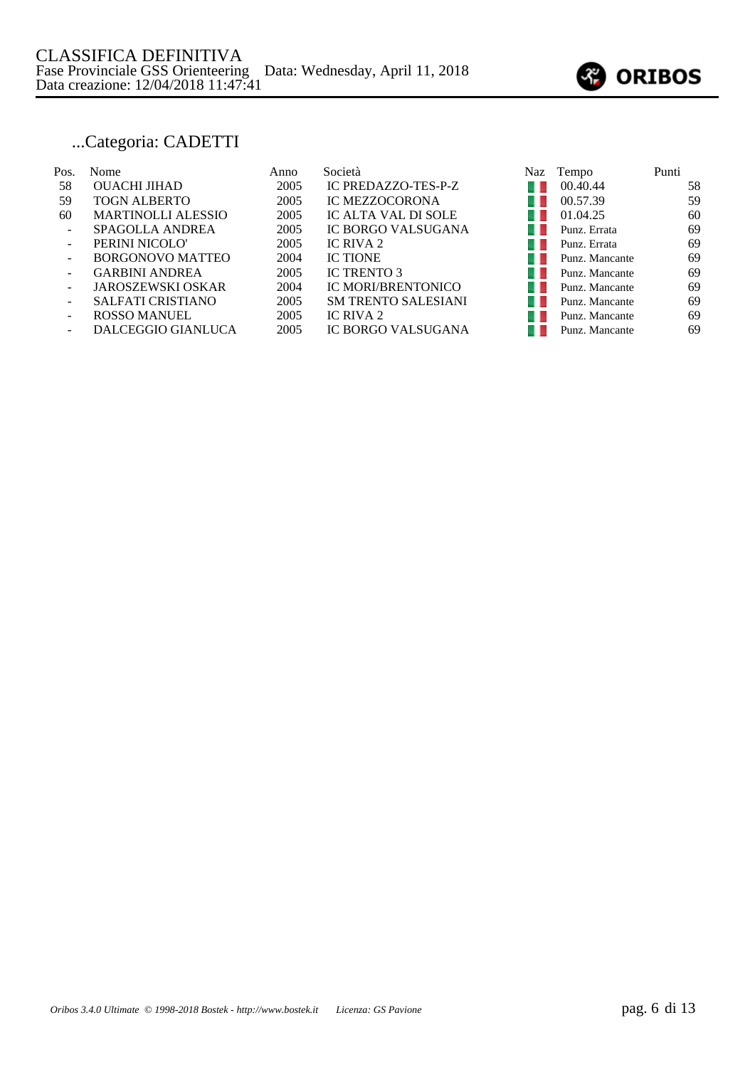CLASSIFICA DEFINITIVA
Fase Provinciale GSS Orienteering   Data: Wednesday, April 11, 2018
Data creazione: 12/04/2018 11:47:41

## ...Categoria: CADETTI

| Pos. | Nome | Anno | Società | Naz | Tempo | Punti |
|---|---|---|---|---|---|---|
| 58 | OUACHI JIHAD | 2005 | IC PREDAZZO-TES-P-Z | | 00.40.44 | 58 |
| 59 | TOGN ALBERTO | 2005 | IC MEZZOCORONA | | 00.57.39 | 59 |
| 60 | MARTINOLLI ALESSIO | 2005 | IC ALTA VAL DI SOLE | | 01.04.25 | 60 |
| - | SPAGOLLA ANDREA | 2005 | IC BORGO VALSUGANA | | Punz. Errata | 69 |
| - | PERINI NICOLO' | 2005 | IC RIVA 2 | | Punz. Errata | 69 |
| - | BORGONOVO MATTEO | 2004 | IC TIONE | | Punz. Mancante | 69 |
| - | GARBINI ANDREA | 2005 | IC TRENTO 3 | | Punz. Mancante | 69 |
| - | JAROSZEWSKI OSKAR | 2004 | IC MORI/BRENTONICO | | Punz. Mancante | 69 |
| - | SALFATI CRISTIANO | 2005 | SM TRENTO SALESIANI | | Punz. Mancante | 69 |
| - | ROSSO MANUEL | 2005 | IC RIVA 2 | | Punz. Mancante | 69 |
| - | DALCEGGIO GIANLUCA | 2005 | IC BORGO VALSUGANA | | Punz. Mancante | 69 |

*Oribos 3.4.0 Ultimate © 1998-2018 Bostek - http://www.bostek.it   Licenza: GS Pavione*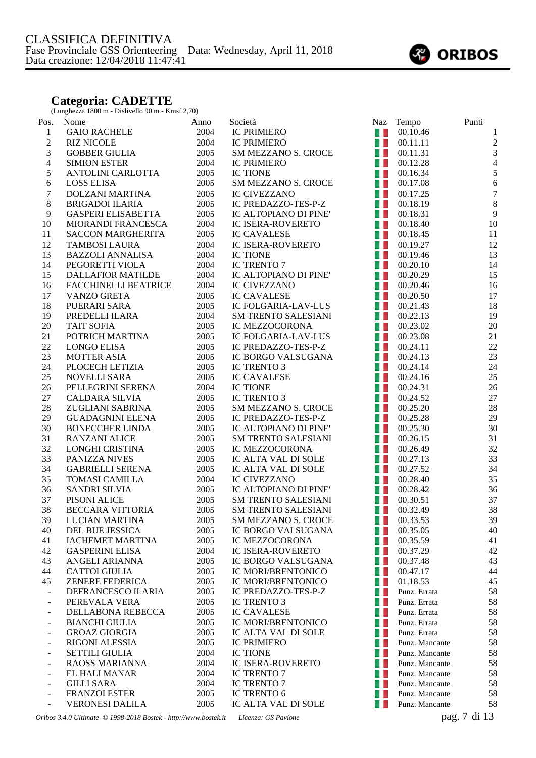CLASSIFICA DEFINITIVA
Fase Provinciale GSS Orienteering Data: Wednesday, April 11, 2018
Data creazione: 12/04/2018 11:47:41

ORIBOS

## Categoria: CADETTE

(Lunghezza 1800 m - Dislivello 90 m - Kmsf 2,70)

| Pos. | Nome | Anno | Società | Naz | Tempo | Punti |
|---|---|---|---|---|---|---|
| 1 | GAIO RACHELE | 2004 | IC PRIMIERO | | 00.10.46 | 1 |
| 2 | RIZ NICOLE | 2004 | IC PRIMIERO | | 00.11.11 | 2 |
| 3 | GOBBER GIULIA | 2005 | SM MEZZANO S. CROCE | | 00.11.31 | 3 |
| 4 | SIMION ESTER | 2004 | IC PRIMIERO | | 00.12.28 | 4 |
| 5 | ANTOLINI CARLOTTA | 2005 | IC TIONE | | 00.16.34 | 5 |
| 6 | LOSS ELISA | 2005 | SM MEZZANO S. CROCE | | 00.17.08 | 6 |
| 7 | DOLZANI MARTINA | 2005 | IC CIVEZZANO | | 00.17.25 | 7 |
| 8 | BRIGADOI ILARIA | 2005 | IC PREDAZZO-TES-P-Z | | 00.18.19 | 8 |
| 9 | GASPERI ELISABETTA | 2005 | IC ALTOPIANO DI PINE' | | 00.18.31 | 9 |
| 10 | MIORANDI FRANCESCA | 2004 | IC ISERA-ROVERETO | | 00.18.40 | 10 |
| 11 | SACCON MARGHERITA | 2005 | IC CAVALESE | | 00.18.45 | 11 |
| 12 | TAMBOSI LAURA | 2004 | IC ISERA-ROVERETO | | 00.19.27 | 12 |
| 13 | BAZZOLI ANNALISA | 2004 | IC TIONE | | 00.19.46 | 13 |
| 14 | PEGORETTI VIOLA | 2004 | IC TRENTO 7 | | 00.20.10 | 14 |
| 15 | DALLAFIOR MATILDE | 2004 | IC ALTOPIANO DI PINE' | | 00.20.29 | 15 |
| 16 | FACCHINELLI BEATRICE | 2004 | IC CIVEZZANO | | 00.20.46 | 16 |
| 17 | VANZO GRETA | 2005 | IC CAVALESE | | 00.20.50 | 17 |
| 18 | PUERARI SARA | 2005 | IC FOLGARIA-LAV-LUS | | 00.21.43 | 18 |
| 19 | PREDELLI ILARA | 2004 | SM TRENTO SALESIANI | | 00.22.13 | 19 |
| 20 | TAIT SOFIA | 2005 | IC MEZZOCORONA | | 00.23.02 | 20 |
| 21 | POTRICH MARTINA | 2005 | IC FOLGARIA-LAV-LUS | | 00.23.08 | 21 |
| 22 | LONGO ELISA | 2005 | IC PREDAZZO-TES-P-Z | | 00.24.11 | 22 |
| 23 | MOTTER ASIA | 2005 | IC BORGO VALSUGANA | | 00.24.13 | 23 |
| 24 | PLOCECH LETIZIA | 2005 | IC TRENTO 3 | | 00.24.14 | 24 |
| 25 | NOVELLI SARA | 2005 | IC CAVALESE | | 00.24.16 | 25 |
| 26 | PELLEGRINI SERENA | 2004 | IC TIONE | | 00.24.31 | 26 |
| 27 | CALDARA SILVIA | 2005 | IC TRENTO 3 | | 00.24.52 | 27 |
| 28 | ZUGLIANI SABRINA | 2005 | SM MEZZANO S. CROCE | | 00.25.20 | 28 |
| 29 | GUADAGNINI ELENA | 2005 | IC PREDAZZO-TES-P-Z | | 00.25.28 | 29 |
| 30 | BONECCHER LINDA | 2005 | IC ALTOPIANO DI PINE' | | 00.25.30 | 30 |
| 31 | RANZANI ALICE | 2005 | SM TRENTO SALESIANI | | 00.26.15 | 31 |
| 32 | LONGHI CRISTINA | 2005 | IC MEZZOCORONA | | 00.26.49 | 32 |
| 33 | PANIZZA NIVES | 2005 | IC ALTA VAL DI SOLE | | 00.27.13 | 33 |
| 34 | GABRIELLI SERENA | 2005 | IC ALTA VAL DI SOLE | | 00.27.52 | 34 |
| 35 | TOMASI CAMILLA | 2004 | IC CIVEZZANO | | 00.28.40 | 35 |
| 36 | SANDRI SILVIA | 2005 | IC ALTOPIANO DI PINE' | | 00.28.42 | 36 |
| 37 | PISONI ALICE | 2005 | SM TRENTO SALESIANI | | 00.30.51 | 37 |
| 38 | BECCARA VITTORIA | 2005 | SM TRENTO SALESIANI | | 00.32.49 | 38 |
| 39 | LUCIAN MARTINA | 2005 | SM MEZZANO S. CROCE | | 00.33.53 | 39 |
| 40 | DEL BUE JESSICA | 2005 | IC BORGO VALSUGANA | | 00.35.05 | 40 |
| 41 | IACHEMET MARTINA | 2005 | IC MEZZOCORONA | | 00.35.59 | 41 |
| 42 | GASPERINI ELISA | 2004 | IC ISERA-ROVERETO | | 00.37.29 | 42 |
| 43 | ANGELI ARIANNA | 2005 | IC BORGO VALSUGANA | | 00.37.48 | 43 |
| 44 | CATTOI GIULIA | 2005 | IC MORI/BRENTONICO | | 00.47.17 | 44 |
| 45 | ZENERE FEDERICA | 2005 | IC MORI/BRENTONICO | | 01.18.53 | 45 |
| - | DEFRANCESCO ILARIA | 2005 | IC PREDAZZO-TES-P-Z | | Punz. Errata | 58 |
| - | PEREVALA VERA | 2005 | IC TRENTO 3 | | Punz. Errata | 58 |
| - | DELLABONA REBECCA | 2005 | IC CAVALESE | | Punz. Errata | 58 |
| - | BIANCHI GIULIA | 2005 | IC MORI/BRENTONICO | | Punz. Errata | 58 |
| - | GROAZ GIORGIA | 2005 | IC ALTA VAL DI SOLE | | Punz. Errata | 58 |
| - | RIGONI ALESSIA | 2005 | IC PRIMIERO | | Punz. Mancante | 58 |
| - | SETTILI GIULIA | 2004 | IC TIONE | | Punz. Mancante | 58 |
| - | RAOSS MARIANNA | 2004 | IC ISERA-ROVERETO | | Punz. Mancante | 58 |
| - | EL HALI MANAR | 2004 | IC TRENTO 7 | | Punz. Mancante | 58 |
| - | GILLI SARA | 2004 | IC TRENTO 7 | | Punz. Mancante | 58 |
| - | FRANZOI ESTER | 2005 | IC TRENTO 6 | | Punz. Mancante | 58 |
| - | VERONESI DALILA | 2005 | IC ALTA VAL DI SOLE | | Punz. Mancante | 58 |

*Oribos 3.4.0 Ultimate © 1998-2018 Bostek - http://www.bostek.it Licenza: GS Pavione*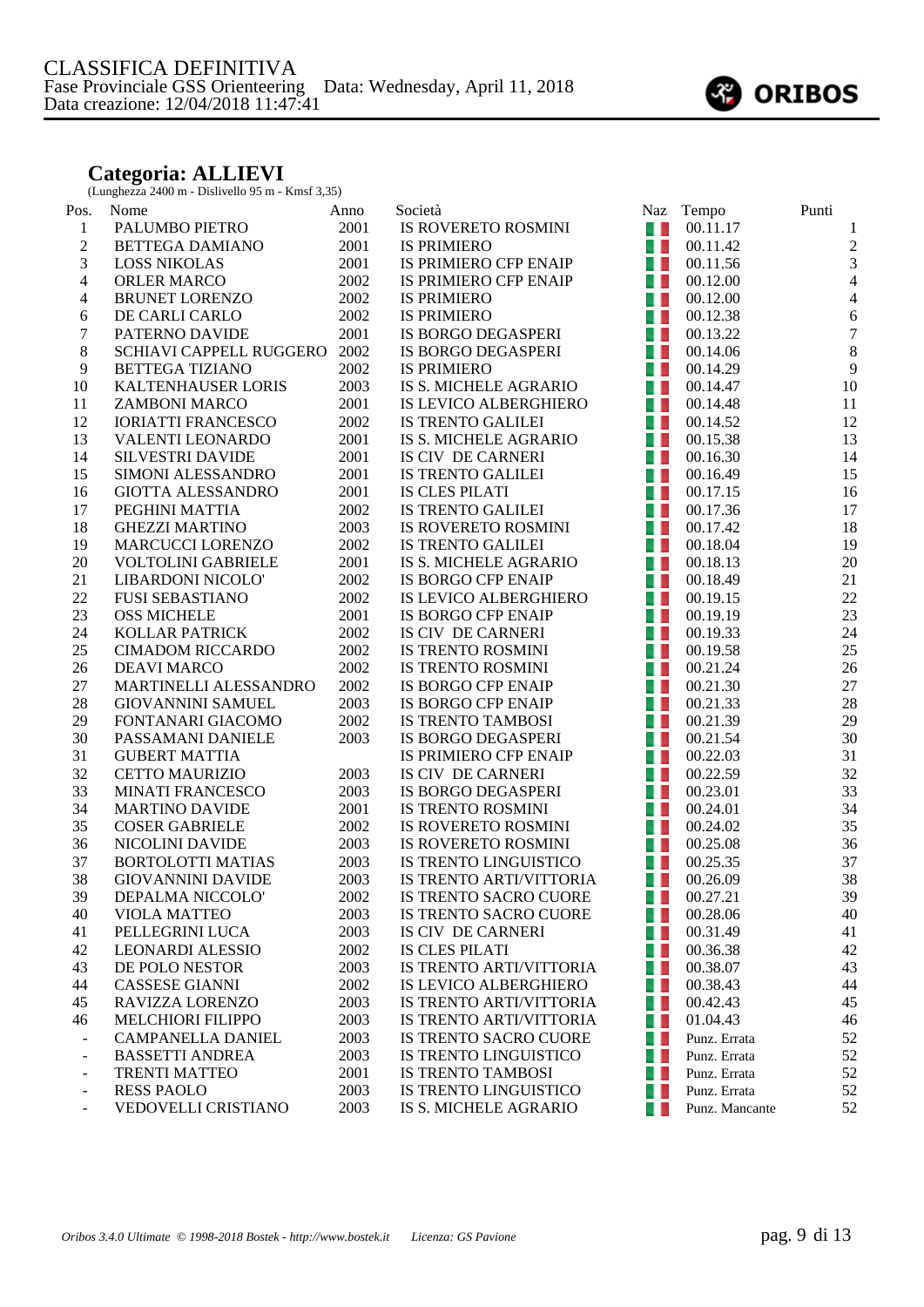CLASSIFICA DEFINITIVA
Fase Provinciale GSS Orienteering Data: Wednesday, April 11, 2018
Data creazione: 12/04/2018 11:47:41

ORIBOS

## Categoria: ALLIEVI

(Lunghezza 2400 m - Dislivello 95 m - Kmsf 3,35)

| Pos. | Nome | Anno | Società | Naz | Tempo | Punti |
|---|---|---|---|---|---|---|
| 1 | PALUMBO PIETRO | 2001 | IS ROVERETO ROSMINI | | 00.11.17 | 1 |
| 2 | BETTEGA DAMIANO | 2001 | IS PRIMIERO | | 00.11.42 | 2 |
| 3 | LOSS NIKOLAS | 2001 | IS PRIMIERO CFP ENAIP | | 00.11.56 | 3 |
| 4 | ORLER MARCO | 2002 | IS PRIMIERO CFP ENAIP | | 00.12.00 | 4 |
| 4 | BRUNET LORENZO | 2002 | IS PRIMIERO | | 00.12.00 | 4 |
| 6 | DE CARLI CARLO | 2002 | IS PRIMIERO | | 00.12.38 | 6 |
| 7 | PATERNO DAVIDE | 2001 | IS BORGO DEGASPERI | | 00.13.22 | 7 |
| 8 | SCHIAVI CAPPELL RUGGERO | 2002 | IS BORGO DEGASPERI | | 00.14.06 | 8 |
| 9 | BETTEGA TIZIANO | 2002 | IS PRIMIERO | | 00.14.29 | 9 |
| 10 | KALTENHAUSER LORIS | 2003 | IS S. MICHELE AGRARIO | | 00.14.47 | 10 |
| 11 | ZAMBONI MARCO | 2001 | IS LEVICO ALBERGHIERO | | 00.14.48 | 11 |
| 12 | IORIATTI FRANCESCO | 2002 | IS TRENTO GALILEI | | 00.14.52 | 12 |
| 13 | VALENTI LEONARDO | 2001 | IS S. MICHELE AGRARIO | | 00.15.38 | 13 |
| 14 | SILVESTRI DAVIDE | 2001 | IS CIV DE CARNERI | | 00.16.30 | 14 |
| 15 | SIMONI ALESSANDRO | 2001 | IS TRENTO GALILEI | | 00.16.49 | 15 |
| 16 | GIOTTA ALESSANDRO | 2001 | IS CLES PILATI | | 00.17.15 | 16 |
| 17 | PEGHINI MATTIA | 2002 | IS TRENTO GALILEI | | 00.17.36 | 17 |
| 18 | GHEZZI MARTINO | 2003 | IS ROVERETO ROSMINI | | 00.17.42 | 18 |
| 19 | MARCUCCI LORENZO | 2002 | IS TRENTO GALILEI | | 00.18.04 | 19 |
| 20 | VOLTOLINI GABRIELE | 2001 | IS S. MICHELE AGRARIO | | 00.18.13 | 20 |
| 21 | LIBARDONI NICOLO' | 2002 | IS BORGO CFP ENAIP | | 00.18.49 | 21 |
| 22 | FUSI SEBASTIANO | 2002 | IS LEVICO ALBERGHIERO | | 00.19.15 | 22 |
| 23 | OSS MICHELE | 2001 | IS BORGO CFP ENAIP | | 00.19.19 | 23 |
| 24 | KOLLAR PATRICK | 2002 | IS CIV DE CARNERI | | 00.19.33 | 24 |
| 25 | CIMADOM RICCARDO | 2002 | IS TRENTO ROSMINI | | 00.19.58 | 25 |
| 26 | DEAVI MARCO | 2002 | IS TRENTO ROSMINI | | 00.21.24 | 26 |
| 27 | MARTINELLI ALESSANDRO | 2002 | IS BORGO CFP ENAIP | | 00.21.30 | 27 |
| 28 | GIOVANNINI SAMUEL | 2003 | IS BORGO CFP ENAIP | | 00.21.33 | 28 |
| 29 | FONTANARI GIACOMO | 2002 | IS TRENTO TAMBOSI | | 00.21.39 | 29 |
| 30 | PASSAMANI DANIELE | 2003 | IS BORGO DEGASPERI | | 00.21.54 | 30 |
| 31 | GUBERT MATTIA | | IS PRIMIERO CFP ENAIP | | 00.22.03 | 31 |
| 32 | CETTO MAURIZIO | 2003 | IS CIV DE CARNERI | | 00.22.59 | 32 |
| 33 | MINATI FRANCESCO | 2003 | IS BORGO DEGASPERI | | 00.23.01 | 33 |
| 34 | MARTINO DAVIDE | 2001 | IS TRENTO ROSMINI | | 00.24.01 | 34 |
| 35 | COSER GABRIELE | 2002 | IS ROVERETO ROSMINI | | 00.24.02 | 35 |
| 36 | NICOLINI DAVIDE | 2003 | IS ROVERETO ROSMINI | | 00.25.08 | 36 |
| 37 | BORTOLOTTI MATIAS | 2003 | IS TRENTO LINGUISTICO | | 00.25.35 | 37 |
| 38 | GIOVANNINI DAVIDE | 2003 | IS TRENTO ARTI/VITTORIA | | 00.26.09 | 38 |
| 39 | DEPALMA NICCOLO' | 2002 | IS TRENTO SACRO CUORE | | 00.27.21 | 39 |
| 40 | VIOLA MATTEO | 2003 | IS TRENTO SACRO CUORE | | 00.28.06 | 40 |
| 41 | PELLEGRINI LUCA | 2003 | IS CIV DE CARNERI | | 00.31.49 | 41 |
| 42 | LEONARDI ALESSIO | 2002 | IS CLES PILATI | | 00.36.38 | 42 |
| 43 | DE POLO NESTOR | 2003 | IS TRENTO ARTI/VITTORIA | | 00.38.07 | 43 |
| 44 | CASSESE GIANNI | 2002 | IS LEVICO ALBERGHIERO | | 00.38.43 | 44 |
| 45 | RAVIZZA LORENZO | 2003 | IS TRENTO ARTI/VITTORIA | | 00.42.43 | 45 |
| 46 | MELCHIORI FILIPPO | 2003 | IS TRENTO ARTI/VITTORIA | | 01.04.43 | 46 |
| - | CAMPANELLA DANIEL | 2003 | IS TRENTO SACRO CUORE | | Punz. Errata | 52 |
| - | BASSETTI ANDREA | 2003 | IS TRENTO LINGUISTICO | | Punz. Errata | 52 |
| - | TRENTI MATTEO | 2001 | IS TRENTO TAMBOSI | | Punz. Errata | 52 |
| - | RESS PAOLO | 2003 | IS TRENTO LINGUISTICO | | Punz. Errata | 52 |
| - | VEDOVELLI CRISTIANO | 2003 | IS S. MICHELE AGRARIO | | Punz. Mancante | 52 |

*Oribos 3.4.0 Ultimate © 1998-2018 Bostek - http://www.bostek.it Licenza: GS Pavione*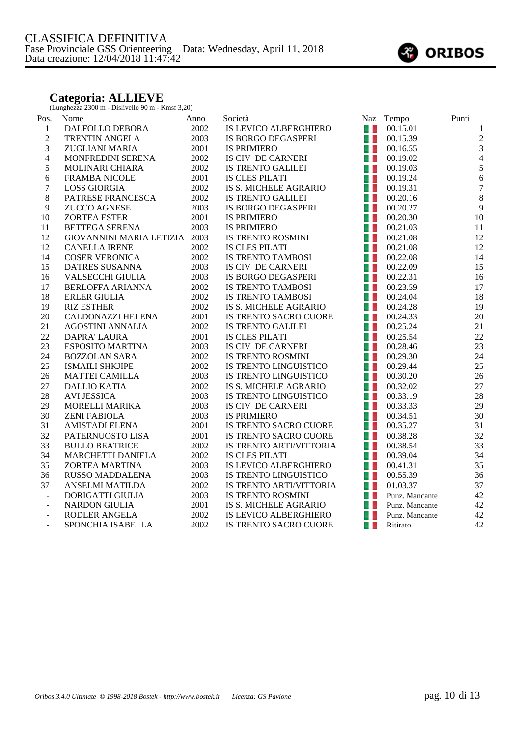CLASSIFICA DEFINITIVA
Fase Provinciale GSS Orienteering    Data: Wednesday, April 11, 2018
Data creazione: 12/04/2018 11:47:42

## Categoria: ALLIEVE

(Lunghezza 2300 m - Dislivello 90 m - Kmsf 3,20)

| Pos. | Nome | Anno | Società | Naz | Tempo | Punti |
|---|---|---|---|---|---|---|
| 1 | DALFOLLO DEBORA | 2002 | IS LEVICO ALBERGHIERO | | 00.15.01 | 1 |
| 2 | TRENTIN ANGELA | 2003 | IS BORGO DEGASPERI | | 00.15.39 | 2 |
| 3 | ZUGLIANI MARIA | 2001 | IS PRIMIERO | | 00.16.55 | 3 |
| 4 | MONFREDINI SERENA | 2002 | IS CIV DE CARNERI | | 00.19.02 | 4 |
| 5 | MOLINARI CHIARA | 2002 | IS TRENTO GALILEI | | 00.19.03 | 5 |
| 6 | FRAMBA NICOLE | 2001 | IS CLES PILATI | | 00.19.24 | 6 |
| 7 | LOSS GIORGIA | 2002 | IS S. MICHELE AGRARIO | | 00.19.31 | 7 |
| 8 | PATRESE FRANCESCA | 2002 | IS TRENTO GALILEI | | 00.20.16 | 8 |
| 9 | ZUCCO AGNESE | 2003 | IS BORGO DEGASPERI | | 00.20.27 | 9 |
| 10 | ZORTEA ESTER | 2001 | IS PRIMIERO | | 00.20.30 | 10 |
| 11 | BETTEGA SERENA | 2003 | IS PRIMIERO | | 00.21.03 | 11 |
| 12 | GIOVANNINI MARIA LETIZIA | 2003 | IS TRENTO ROSMINI | | 00.21.08 | 12 |
| 12 | CANELLA IRENE | 2002 | IS CLES PILATI | | 00.21.08 | 12 |
| 14 | COSER VERONICA | 2002 | IS TRENTO TAMBOSI | | 00.22.08 | 14 |
| 15 | DATRES SUSANNA | 2003 | IS CIV DE CARNERI | | 00.22.09 | 15 |
| 16 | VALSECCHI GIULIA | 2003 | IS BORGO DEGASPERI | | 00.22.31 | 16 |
| 17 | BERLOFFA ARIANNA | 2002 | IS TRENTO TAMBOSI | | 00.23.59 | 17 |
| 18 | ERLER GIULIA | 2002 | IS TRENTO TAMBOSI | | 00.24.04 | 18 |
| 19 | RIZ ESTHER | 2002 | IS S. MICHELE AGRARIO | | 00.24.28 | 19 |
| 20 | CALDONAZZI HELENA | 2001 | IS TRENTO SACRO CUORE | | 00.24.33 | 20 |
| 21 | AGOSTINI ANNALIA | 2002 | IS TRENTO GALILEI | | 00.25.24 | 21 |
| 22 | DAPRA' LAURA | 2001 | IS CLES PILATI | | 00.25.54 | 22 |
| 23 | ESPOSITO MARTINA | 2003 | IS CIV DE CARNERI | | 00.28.46 | 23 |
| 24 | BOZZOLAN SARA | 2002 | IS TRENTO ROSMINI | | 00.29.30 | 24 |
| 25 | ISMAILI SHKJIPE | 2002 | IS TRENTO LINGUISTICO | | 00.29.44 | 25 |
| 26 | MATTEI CAMILLA | 2003 | IS TRENTO LINGUISTICO | | 00.30.20 | 26 |
| 27 | DALLIO KATIA | 2002 | IS S. MICHELE AGRARIO | | 00.32.02 | 27 |
| 28 | AVI JESSICA | 2003 | IS TRENTO LINGUISTICO | | 00.33.19 | 28 |
| 29 | MORELLI MARIKA | 2003 | IS CIV DE CARNERI | | 00.33.33 | 29 |
| 30 | ZENI FABIOLA | 2003 | IS PRIMIERO | | 00.34.51 | 30 |
| 31 | AMISTADI ELENA | 2001 | IS TRENTO SACRO CUORE | | 00.35.27 | 31 |
| 32 | PATERNUOSTO LISA | 2001 | IS TRENTO SACRO CUORE | | 00.38.28 | 32 |
| 33 | BULLO BEATRICE | 2002 | IS TRENTO ARTI/VITTORIA | | 00.38.54 | 33 |
| 34 | MARCHETTI DANIELA | 2002 | IS CLES PILATI | | 00.39.04 | 34 |
| 35 | ZORTEA MARTINA | 2003 | IS LEVICO ALBERGHIERO | | 00.41.31 | 35 |
| 36 | RUSSO MADDALENA | 2003 | IS TRENTO LINGUISTICO | | 00.55.39 | 36 |
| 37 | ANSELMI MATILDA | 2002 | IS TRENTO ARTI/VITTORIA | | 01.03.37 | 37 |
| - | DORIGATTI GIULIA | 2003 | IS TRENTO ROSMINI | | Punz. Mancante | 42 |
| - | NARDON GIULIA | 2001 | IS S. MICHELE AGRARIO | | Punz. Mancante | 42 |
| - | RODLER ANGELA | 2002 | IS LEVICO ALBERGHIERO | | Punz. Mancante | 42 |
| - | SPONCHIA ISABELLA | 2002 | IS TRENTO SACRO CUORE | | Ritirato | 42 |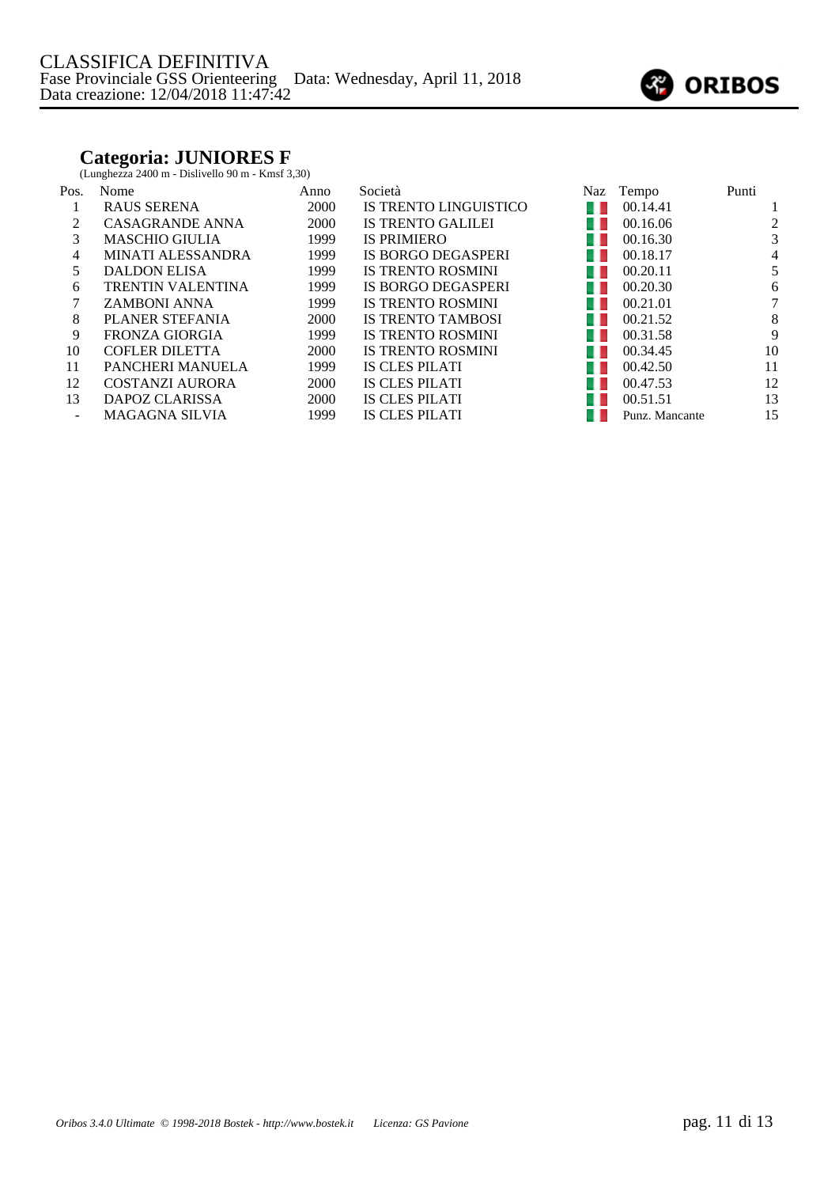CLASSIFICA DEFINITIVA
Fase Provinciale GSS Orienteering Data: Wednesday, April 11, 2018
Data creazione: 12/04/2018 11:47:42

## Categoria: JUNIORES F

(Lunghezza 2400 m - Dislivello 90 m - Kmsf 3,30)

| Pos. | Nome | Anno | Società | Naz | Tempo | Punti |
|---|---|---|---|---|---|---|
| 1 | RAUS SERENA | 2000 | IS TRENTO LINGUISTICO | | 00.14.41 | 1 |
| 2 | CASAGRANDE ANNA | 2000 | IS TRENTO GALILEI | | 00.16.06 | 2 |
| 3 | MASCHIO GIULIA | 1999 | IS PRIMIERO | | 00.16.30 | 3 |
| 4 | MINATI ALESSANDRA | 1999 | IS BORGO DEGASPERI | | 00.18.17 | 4 |
| 5 | DALDON ELISA | 1999 | IS TRENTO ROSMINI | | 00.20.11 | 5 |
| 6 | TRENTIN VALENTINA | 1999 | IS BORGO DEGASPERI | | 00.20.30 | 6 |
| 7 | ZAMBONI ANNA | 1999 | IS TRENTO ROSMINI | | 00.21.01 | 7 |
| 8 | PLANER STEFANIA | 2000 | IS TRENTO TAMBOSI | | 00.21.52 | 8 |
| 9 | FRONZA GIORGIA | 1999 | IS TRENTO ROSMINI | | 00.31.58 | 9 |
| 10 | COFLER DILETTA | 2000 | IS TRENTO ROSMINI | | 00.34.45 | 10 |
| 11 | PANCHERI MANUELA | 1999 | IS CLES PILATI | | 00.42.50 | 11 |
| 12 | COSTANZI AURORA | 2000 | IS CLES PILATI | | 00.47.53 | 12 |
| 13 | DAPOZ CLARISSA | 2000 | IS CLES PILATI | | 00.51.51 | 13 |
| - | MAGAGNA SILVIA | 1999 | IS CLES PILATI | | Punz. Mancante | 15 |

*Oribos 3.4.0 Ultimate © 1998-2018 Bostek - http://www.bostek.it Licenza: GS Pavione*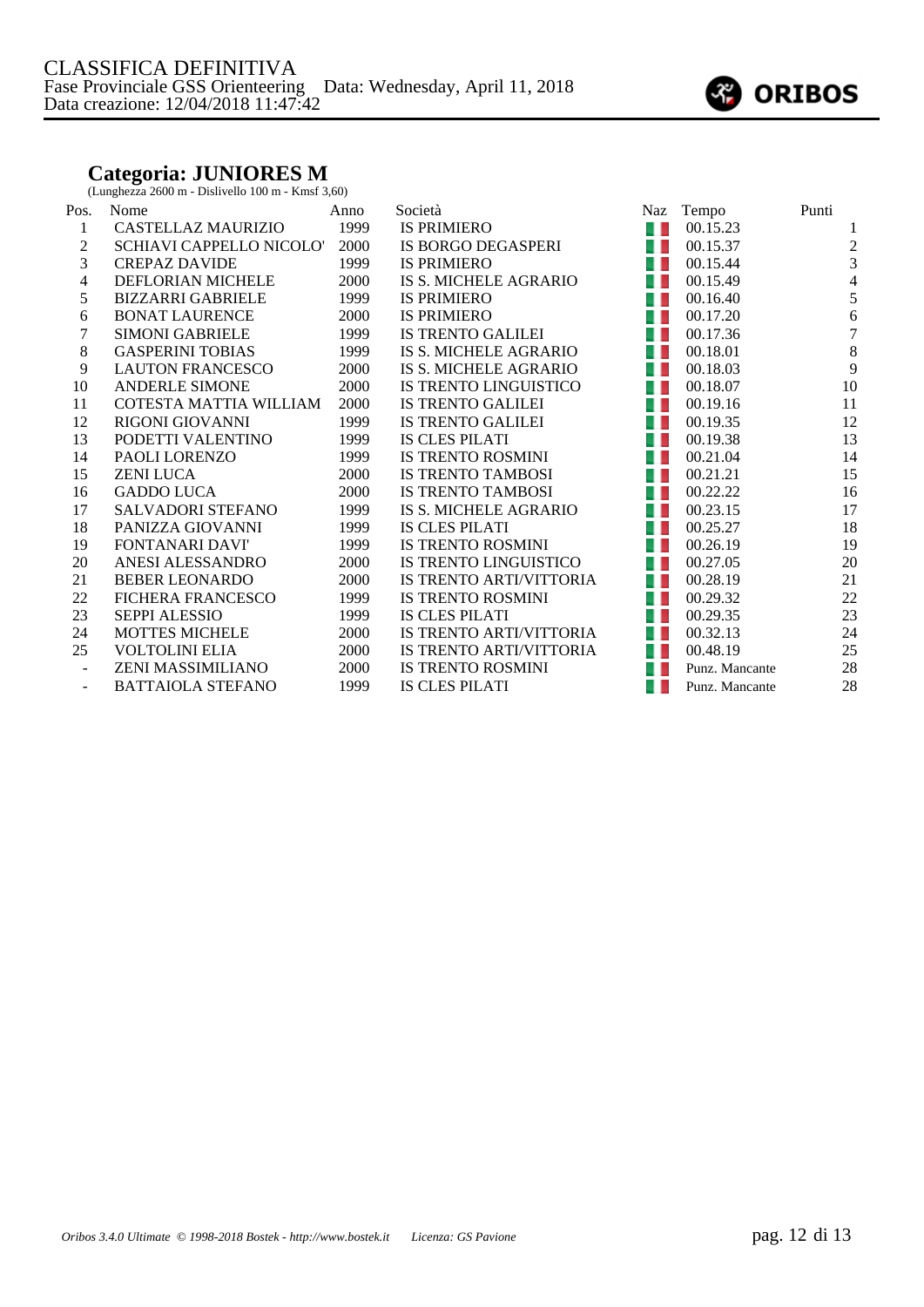CLASSIFICA DEFINITIVA
Fase Provinciale GSS Orienteering   Data: Wednesday, April 11, 2018
Data creazione: 12/04/2018 11:47:42

ORIBOS

## Categoria: JUNIORES M

(Lunghezza 2600 m - Dislivello 100 m - Kmsf 3,60)

| Pos. | Nome | Anno | Società | Naz | Tempo | Punti |
|---|---|---|---|---|---|---|
| 1 | CASTELLAZ MAURIZIO | 1999 | IS PRIMIERO | | 00.15.23 | 1 |
| 2 | SCHIAVI CAPPELLO NICOLO' | 2000 | IS BORGO DEGASPERI | | 00.15.37 | 2 |
| 3 | CREPAZ DAVIDE | 1999 | IS PRIMIERO | | 00.15.44 | 3 |
| 4 | DEFLORIAN MICHELE | 2000 | IS S. MICHELE AGRARIO | | 00.15.49 | 4 |
| 5 | BIZZARRI GABRIELE | 1999 | IS PRIMIERO | | 00.16.40 | 5 |
| 6 | BONAT LAURENCE | 2000 | IS PRIMIERO | | 00.17.20 | 6 |
| 7 | SIMONI GABRIELE | 1999 | IS TRENTO GALILEI | | 00.17.36 | 7 |
| 8 | GASPERINI TOBIAS | 1999 | IS S. MICHELE AGRARIO | | 00.18.01 | 8 |
| 9 | LAUTON FRANCESCO | 2000 | IS S. MICHELE AGRARIO | | 00.18.03 | 9 |
| 10 | ANDERLE SIMONE | 2000 | IS TRENTO LINGUISTICO | | 00.18.07 | 10 |
| 11 | COTESTA MATTIA WILLIAM | 2000 | IS TRENTO GALILEI | | 00.19.16 | 11 |
| 12 | RIGONI GIOVANNI | 1999 | IS TRENTO GALILEI | | 00.19.35 | 12 |
| 13 | PODETTI VALENTINO | 1999 | IS CLES PILATI | | 00.19.38 | 13 |
| 14 | PAOLI LORENZO | 1999 | IS TRENTO ROSMINI | | 00.21.04 | 14 |
| 15 | ZENI LUCA | 2000 | IS TRENTO TAMBOSI | | 00.21.21 | 15 |
| 16 | GADDO LUCA | 2000 | IS TRENTO TAMBOSI | | 00.22.22 | 16 |
| 17 | SALVADORI STEFANO | 1999 | IS S. MICHELE AGRARIO | | 00.23.15 | 17 |
| 18 | PANIZZA GIOVANNI | 1999 | IS CLES PILATI | | 00.25.27 | 18 |
| 19 | FONTANARI DAVI' | 1999 | IS TRENTO ROSMINI | | 00.26.19 | 19 |
| 20 | ANESI ALESSANDRO | 2000 | IS TRENTO LINGUISTICO | | 00.27.05 | 20 |
| 21 | BEBER LEONARDO | 2000 | IS TRENTO ARTI/VITTORIA | | 00.28.19 | 21 |
| 22 | FICHERA FRANCESCO | 1999 | IS TRENTO ROSMINI | | 00.29.32 | 22 |
| 23 | SEPPI ALESSIO | 1999 | IS CLES PILATI | | 00.29.35 | 23 |
| 24 | MOTTES MICHELE | 2000 | IS TRENTO ARTI/VITTORIA | | 00.32.13 | 24 |
| 25 | VOLTOLINI ELIA | 2000 | IS TRENTO ARTI/VITTORIA | | 00.48.19 | 25 |
| - | ZENI MASSIMILIANO | 2000 | IS TRENTO ROSMINI | | Punz. Mancante | 28 |
| - | BATTAIOLA STEFANO | 1999 | IS CLES PILATI | | Punz. Mancante | 28 |

*Oribos 3.4.0 Ultimate © 1998-2018 Bostek - http://www.bostek.it    Licenza: GS Pavione*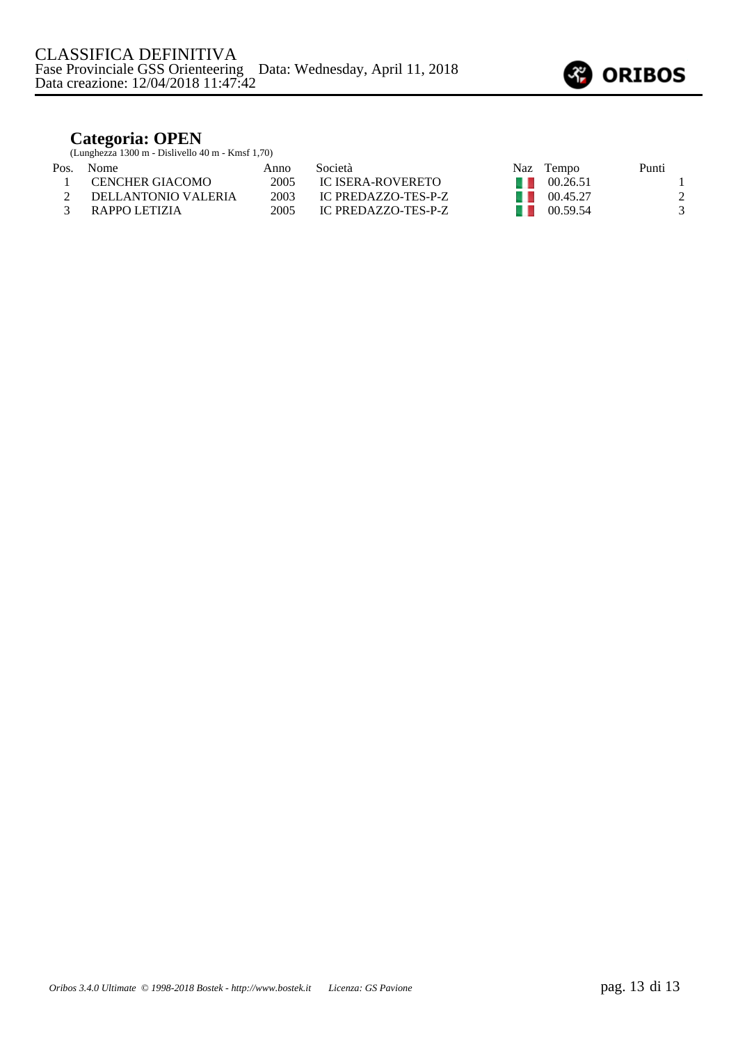CLASSIFICA DEFINITIVA
Fase Provinciale GSS Orienteering Data: Wednesday, April 11, 2018
Data creazione: 12/04/2018 11:47:42

## Categoria: OPEN

(Lunghezza 1300 m - Dislivello 40 m - Kmsf 1,70)

| Pos. | Nome | Anno | Società | Naz | Tempo | Punti |
|---|---|---|---|---|---|---|
| 1 | CENCHER GIACOMO | 2005 | IC ISERA-ROVERETO | | 00.26.51 | 1 |
| 2 | DELLANTONIO VALERIA | 2003 | IC PREDAZZO-TES-P-Z | | 00.45.27 | 2 |
| 3 | RAPPO LETIZIA | 2005 | IC PREDAZZO-TES-P-Z | | 00.59.54 | 3 |

*Oribos 3.4.0 Ultimate © 1998-2018 Bostek - http://www.bostek.it Licenza: GS Pavione*